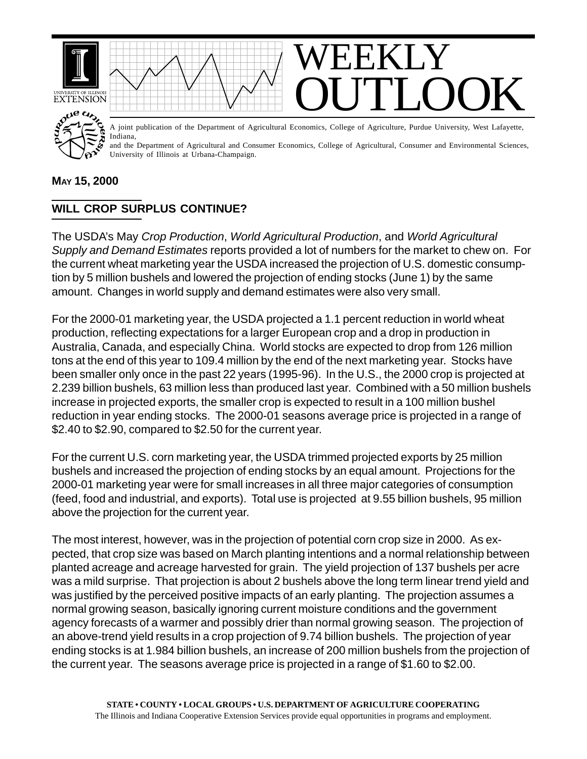# WEEKLY OUTLOOK

A joint publication of the Department of Agricultural Economics, College of Agriculture, Purdue University, West Lafayette, Indiana,
and the Department of Agricultural and Consumer Economics, College of Agricultural, Consumer and Environmental Sciences, University of Illinois at Urbana-Champaign.

**MAY 15, 2000**

## WILL CROP SURPLUS CONTINUE?

The USDA's May *Crop Production*, *World Agricultural Production*, and *World Agricultural Supply and Demand Estimates* reports provided a lot of numbers for the market to chew on. For the current wheat marketing year the USDA increased the projection of U.S. domestic consumption by 5 million bushels and lowered the projection of ending stocks (June 1) by the same amount. Changes in world supply and demand estimates were also very small.

For the 2000-01 marketing year, the USDA projected a 1.1 percent reduction in world wheat production, reflecting expectations for a larger European crop and a drop in production in Australia, Canada, and especially China. World stocks are expected to drop from 126 million tons at the end of this year to 109.4 million by the end of the next marketing year. Stocks have been smaller only once in the past 22 years (1995-96). In the U.S., the 2000 crop is projected at 2.239 billion bushels, 63 million less than produced last year. Combined with a 50 million bushels increase in projected exports, the smaller crop is expected to result in a 100 million bushel reduction in year ending stocks. The 2000-01 seasons average price is projected in a range of \$2.40 to \$2.90, compared to \$2.50 for the current year.

For the current U.S. corn marketing year, the USDA trimmed projected exports by 25 million bushels and increased the projection of ending stocks by an equal amount. Projections for the 2000-01 marketing year were for small increases in all three major categories of consumption (feed, food and industrial, and exports). Total use is projected at 9.55 billion bushels, 95 million above the projection for the current year.

The most interest, however, was in the projection of potential corn crop size in 2000. As expected, that crop size was based on March planting intentions and a normal relationship between planted acreage and acreage harvested for grain. The yield projection of 137 bushels per acre was a mild surprise. That projection is about 2 bushels above the long term linear trend yield and was justified by the perceived positive impacts of an early planting. The projection assumes a normal growing season, basically ignoring current moisture conditions and the government agency forecasts of a warmer and possibly drier than normal growing season. The projection of an above-trend yield results in a crop projection of 9.74 billion bushels. The projection of year ending stocks is at 1.984 billion bushels, an increase of 200 million bushels from the projection of the current year. The seasons average price is projected in a range of \$1.60 to \$2.00.

**STATE • COUNTY • LOCAL GROUPS • U.S. DEPARTMENT OF AGRICULTURE COOPERATING**
The Illinois and Indiana Cooperative Extension Services provide equal opportunities in programs and employment.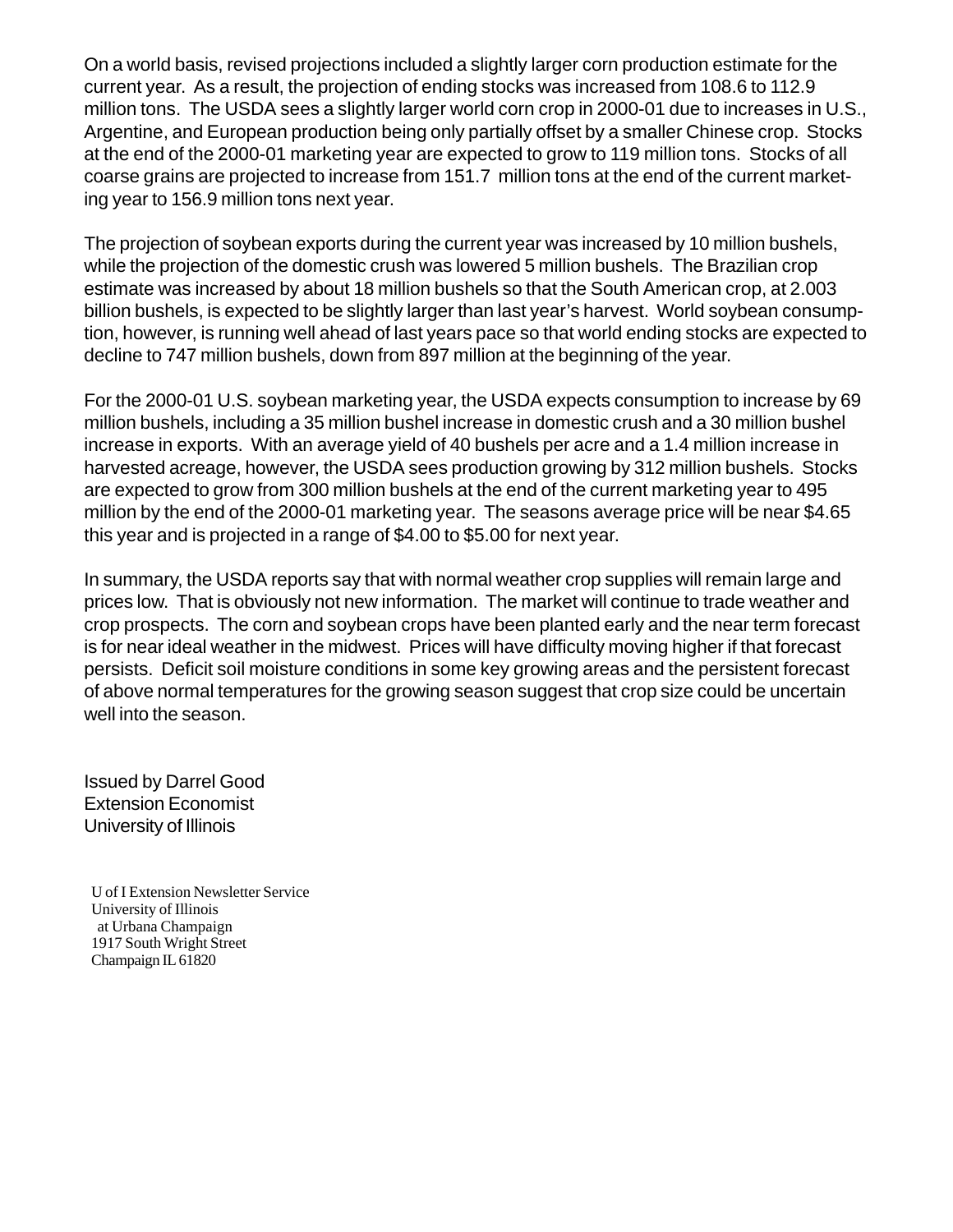On a world basis, revised projections included a slightly larger corn production estimate for the current year. As a result, the projection of ending stocks was increased from 108.6 to 112.9 million tons. The USDA sees a slightly larger world corn crop in 2000-01 due to increases in U.S., Argentine, and European production being only partially offset by a smaller Chinese crop. Stocks at the end of the 2000-01 marketing year are expected to grow to 119 million tons. Stocks of all coarse grains are projected to increase from 151.7 million tons at the end of the current marketing year to 156.9 million tons next year.

The projection of soybean exports during the current year was increased by 10 million bushels, while the projection of the domestic crush was lowered 5 million bushels. The Brazilian crop estimate was increased by about 18 million bushels so that the South American crop, at 2.003 billion bushels, is expected to be slightly larger than last year's harvest. World soybean consumption, however, is running well ahead of last years pace so that world ending stocks are expected to decline to 747 million bushels, down from 897 million at the beginning of the year.

For the 2000-01 U.S. soybean marketing year, the USDA expects consumption to increase by 69 million bushels, including a 35 million bushel increase in domestic crush and a 30 million bushel increase in exports. With an average yield of 40 bushels per acre and a 1.4 million increase in harvested acreage, however, the USDA sees production growing by 312 million bushels. Stocks are expected to grow from 300 million bushels at the end of the current marketing year to 495 million by the end of the 2000-01 marketing year. The seasons average price will be near $4.65 this year and is projected in a range of $4.00 to $5.00 for next year.

In summary, the USDA reports say that with normal weather crop supplies will remain large and prices low. That is obviously not new information. The market will continue to trade weather and crop prospects. The corn and soybean crops have been planted early and the near term forecast is for near ideal weather in the midwest. Prices will have difficulty moving higher if that forecast persists. Deficit soil moisture conditions in some key growing areas and the persistent forecast of above normal temperatures for the growing season suggest that crop size could be uncertain well into the season.

Issued by Darrel Good
Extension Economist
University of Illinois

U of I Extension Newsletter Service
University of Illinois
at Urbana Champaign
1917 South Wright Street
Champaign IL 61820